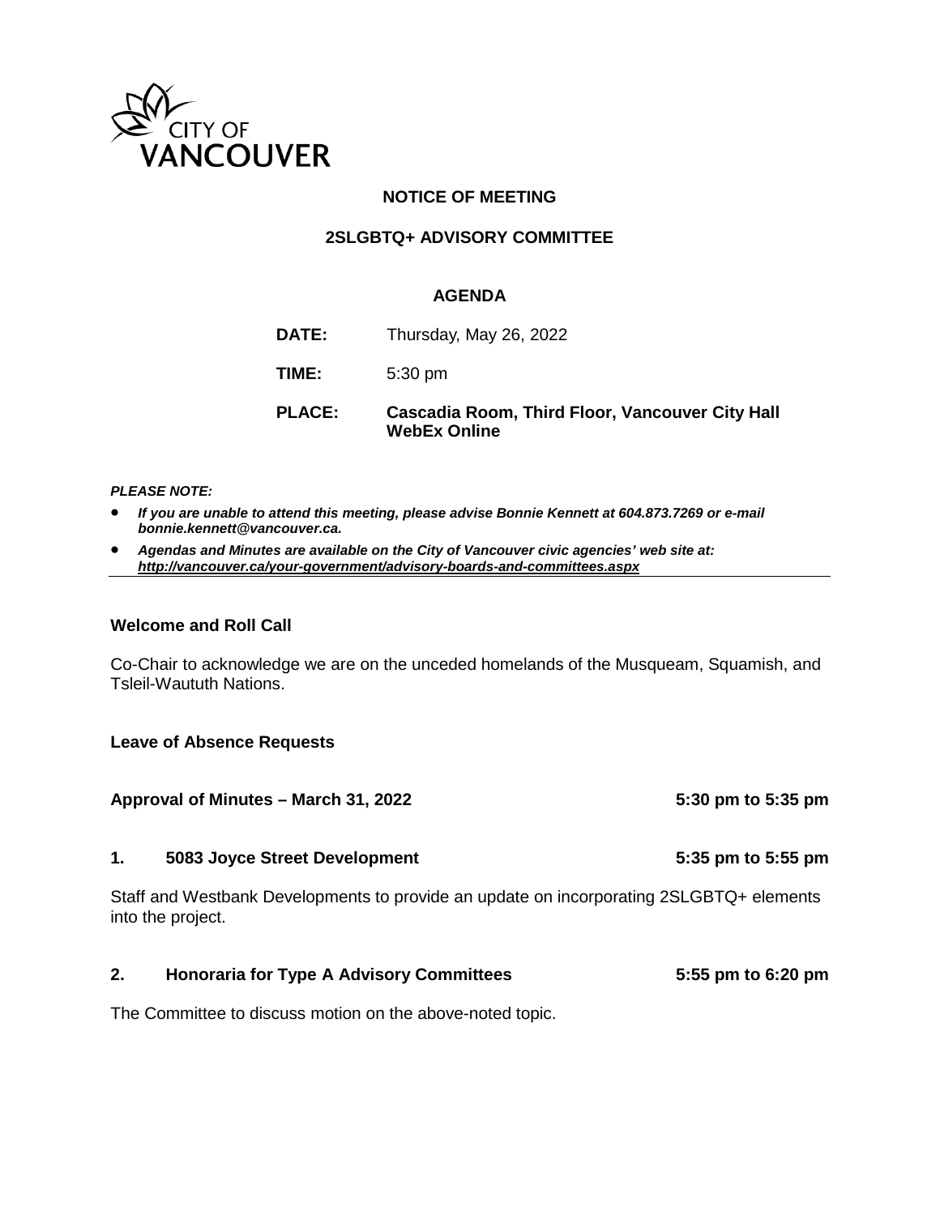CITY OF VANCOUVER

# NOTICE OF MEETING

## 2SLGBTQ+ ADVISORY COMMITTEE

### AGENDA

**DATE:** Thursday, May 26, 2022

**TIME:** 5:30 pm

**PLACE:** **Cascadia Room, Third Floor, Vancouver City Hall WebEx Online**

***PLEASE NOTE:***

- ***If you are unable to attend this meeting, please advise Bonnie Kennett at 604.873.7269 or e-mail bonnie.kennett@vancouver.ca.***
- ***Agendas and Minutes are available on the City of Vancouver civic agencies' web site at: http://vancouver.ca/your-government/advisory-boards-and-committees.aspx***

---

**Welcome and Roll Call**

Co-Chair to acknowledge we are on the unceded homelands of the Musqueam, Squamish, and Tsleil-Waututh Nations.

**Leave of Absence Requests**

**Approval of Minutes – March 31, 2022** **5:30 pm to 5:35 pm**

**1. 5083 Joyce Street Development** **5:35 pm to 5:55 pm**

Staff and Westbank Developments to provide an update on incorporating 2SLGBTQ+ elements into the project.

**2. Honoraria for Type A Advisory Committees** **5:55 pm to 6:20 pm**

The Committee to discuss motion on the above-noted topic.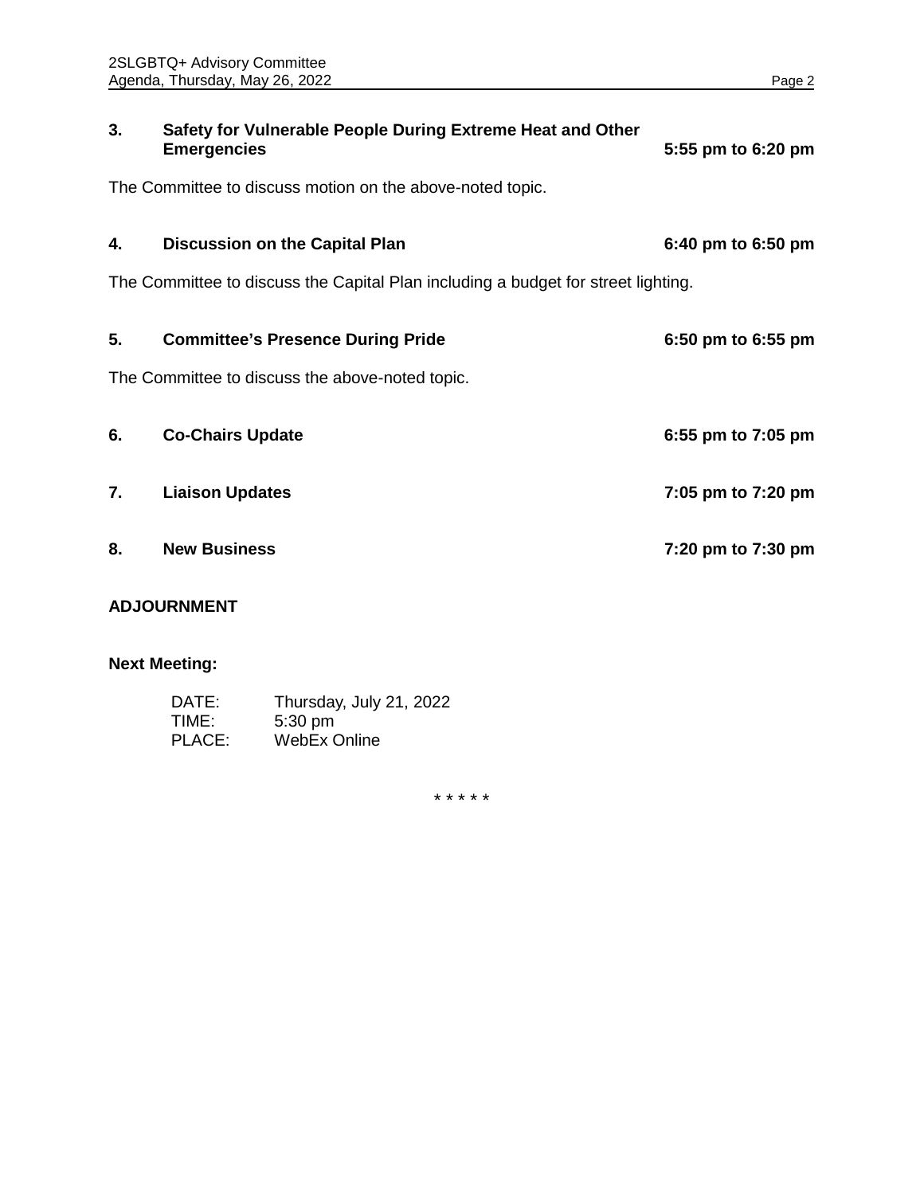**3. Safety for Vulnerable People During Extreme Heat and Other Emergencies** **5:55 pm to 6:20 pm**

The Committee to discuss motion on the above-noted topic.

**4. Discussion on the Capital Plan** **6:40 pm to 6:50 pm**

The Committee to discuss the Capital Plan including a budget for street lighting.

**5. Committee's Presence During Pride** **6:50 pm to 6:55 pm**

The Committee to discuss the above-noted topic.

**6. Co-Chairs Update** **6:55 pm to 7:05 pm**

**7. Liaison Updates** **7:05 pm to 7:20 pm**

**8. New Business** **7:20 pm to 7:30 pm**

**ADJOURNMENT**

**Next Meeting:**

DATE: Thursday, July 21, 2022
TIME: 5:30 pm
PLACE: WebEx Online

* * * * *